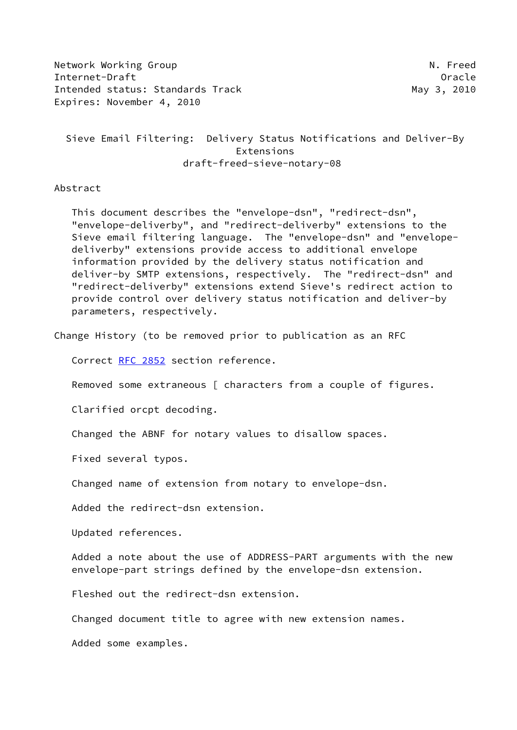Network Working Group N. Freed
Internet-Draft Oracle
Intended status: Standards Track May 3, 2010
Expires: November 4, 2010

# Sieve Email Filtering: Delivery Status Notifications and Deliver-By Extensions
draft-freed-sieve-notary-08

## Abstract

This document describes the "envelope-dsn", "redirect-dsn", "envelope-deliverby", and "redirect-deliverby" extensions to the Sieve email filtering language. The "envelope-dsn" and "envelope-deliverby" extensions provide access to additional envelope information provided by the delivery status notification and deliver-by SMTP extensions, respectively. The "redirect-dsn" and "redirect-deliverby" extensions extend Sieve's redirect action to provide control over delivery status notification and deliver-by parameters, respectively.

## Change History (to be removed prior to publication as an RFC

Correct RFC 2852 section reference.

Removed some extraneous [ characters from a couple of figures.

Clarified orcpt decoding.

Changed the ABNF for notary values to disallow spaces.

Fixed several typos.

Changed name of extension from notary to envelope-dsn.

Added the redirect-dsn extension.

Updated references.

Added a note about the use of ADDRESS-PART arguments with the new envelope-part strings defined by the envelope-dsn extension.

Fleshed out the redirect-dsn extension.

Changed document title to agree with new extension names.

Added some examples.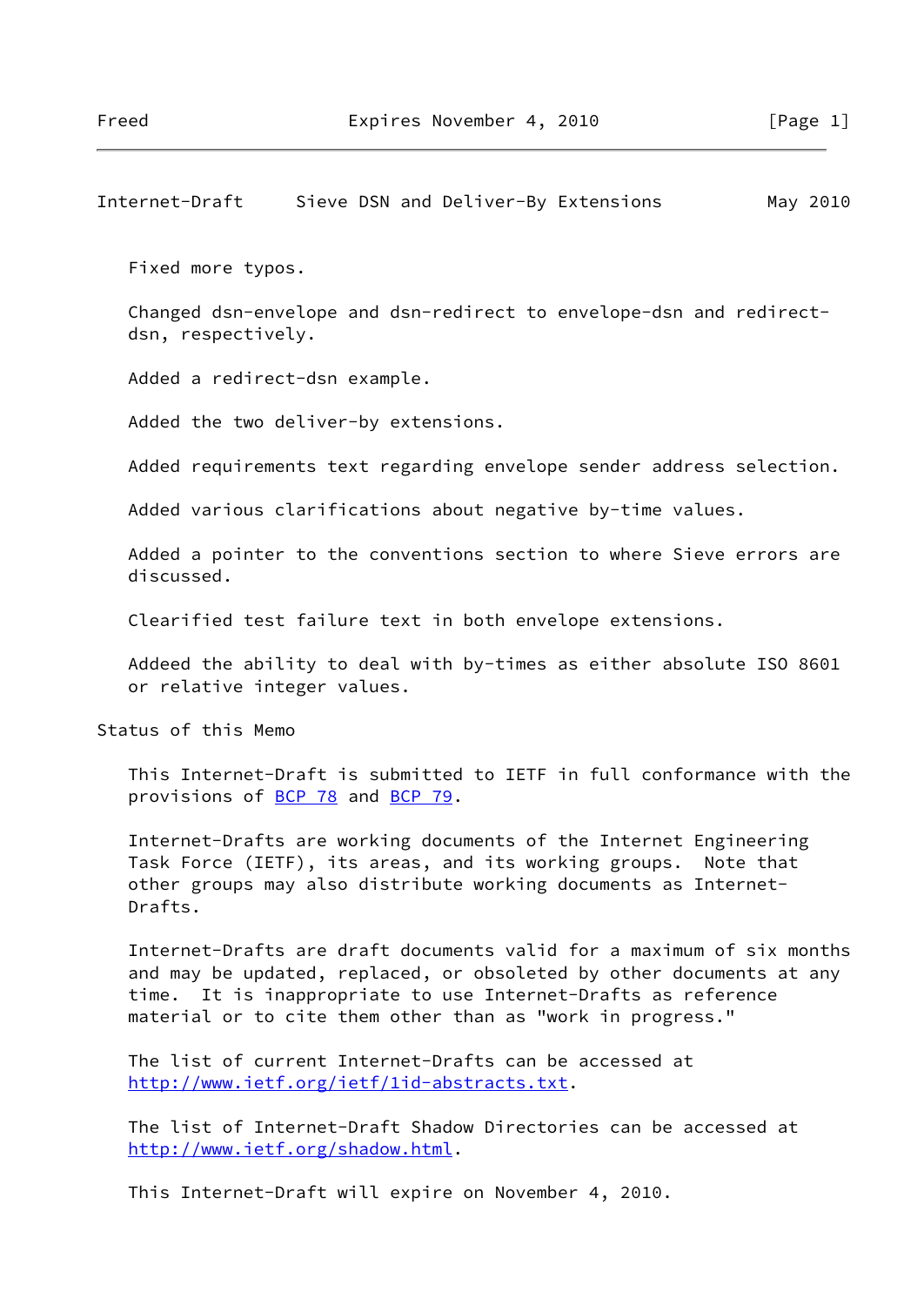Fixed more typos.

Changed dsn-envelope and dsn-redirect to envelope-dsn and redirect-dsn, respectively.

Added a redirect-dsn example.

Added the two deliver-by extensions.

Added requirements text regarding envelope sender address selection.

Added various clarifications about negative by-time values.

Added a pointer to the conventions section to where Sieve errors are discussed.

Clearified test failure text in both envelope extensions.

Addeed the ability to deal with by-times as either absolute ISO 8601 or relative integer values.

## Status of this Memo

This Internet-Draft is submitted to IETF in full conformance with the provisions of BCP 78 and BCP 79.

Internet-Drafts are working documents of the Internet Engineering Task Force (IETF), its areas, and its working groups. Note that other groups may also distribute working documents as Internet-Drafts.

Internet-Drafts are draft documents valid for a maximum of six months and may be updated, replaced, or obsoleted by other documents at any time. It is inappropriate to use Internet-Drafts as reference material or to cite them other than as "work in progress."

The list of current Internet-Drafts can be accessed at http://www.ietf.org/ietf/1id-abstracts.txt.

The list of Internet-Draft Shadow Directories can be accessed at http://www.ietf.org/shadow.html.

This Internet-Draft will expire on November 4, 2010.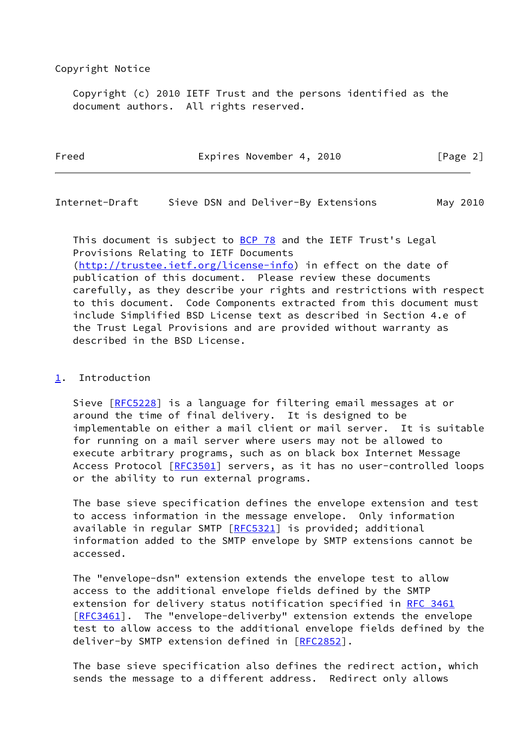Copyright Notice

Copyright (c) 2010 IETF Trust and the persons identified as the document authors. All rights reserved.

This document is subject to BCP 78 and the IETF Trust's Legal Provisions Relating to IETF Documents (http://trustee.ietf.org/license-info) in effect on the date of publication of this document. Please review these documents carefully, as they describe your rights and restrictions with respect to this document. Code Components extracted from this document must include Simplified BSD License text as described in Section 4.e of the Trust Legal Provisions and are provided without warranty as described in the BSD License.

## 1. Introduction

Sieve [RFC5228] is a language for filtering email messages at or around the time of final delivery. It is designed to be implementable on either a mail client or mail server. It is suitable for running on a mail server where users may not be allowed to execute arbitrary programs, such as on black box Internet Message Access Protocol [RFC3501] servers, as it has no user-controlled loops or the ability to run external programs.

The base sieve specification defines the envelope extension and test to access information in the message envelope. Only information available in regular SMTP [RFC5321] is provided; additional information added to the SMTP envelope by SMTP extensions cannot be accessed.

The "envelope-dsn" extension extends the envelope test to allow access to the additional envelope fields defined by the SMTP extension for delivery status notification specified in RFC 3461 [RFC3461]. The "envelope-deliverby" extension extends the envelope test to allow access to the additional envelope fields defined by the deliver-by SMTP extension defined in [RFC2852].

The base sieve specification also defines the redirect action, which sends the message to a different address. Redirect only allows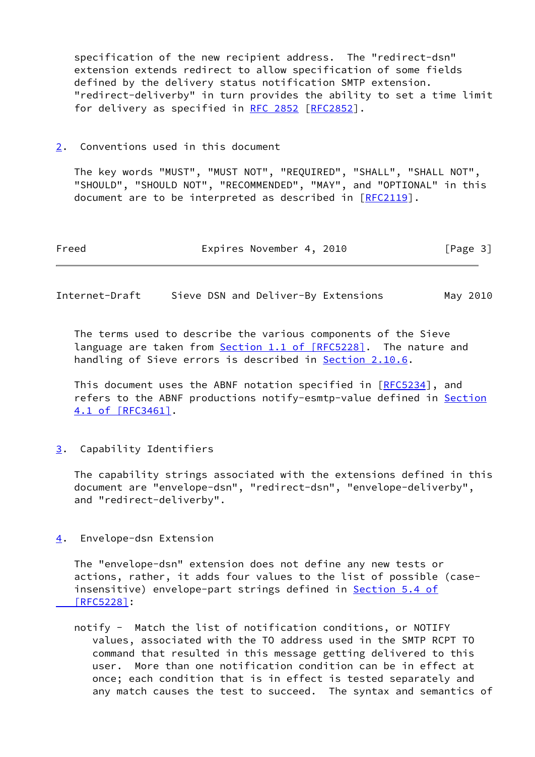specification of the new recipient address. The "redirect-dsn" extension extends redirect to allow specification of some fields defined by the delivery status notification SMTP extension. "redirect-deliverby" in turn provides the ability to set a time limit for delivery as specified in RFC 2852 [RFC2852].

## 2. Conventions used in this document

The key words "MUST", "MUST NOT", "REQUIRED", "SHALL", "SHALL NOT", "SHOULD", "SHOULD NOT", "RECOMMENDED", "MAY", and "OPTIONAL" in this document are to be interpreted as described in [RFC2119].

The terms used to describe the various components of the Sieve language are taken from Section 1.1 of [RFC5228]. The nature and handling of Sieve errors is described in Section 2.10.6.

This document uses the ABNF notation specified in [RFC5234], and refers to the ABNF productions notify-esmtp-value defined in Section 4.1 of [RFC3461].

## 3. Capability Identifiers

The capability strings associated with the extensions defined in this document are "envelope-dsn", "redirect-dsn", "envelope-deliverby", and "redirect-deliverby".

## 4. Envelope-dsn Extension

The "envelope-dsn" extension does not define any new tests or actions, rather, it adds four values to the list of possible (case-insensitive) envelope-part strings defined in Section 5.4 of [RFC5228]:

notify - Match the list of notification conditions, or NOTIFY values, associated with the TO address used in the SMTP RCPT TO command that resulted in this message getting delivered to this user. More than one notification condition can be in effect at once; each condition that is in effect is tested separately and any match causes the test to succeed. The syntax and semantics of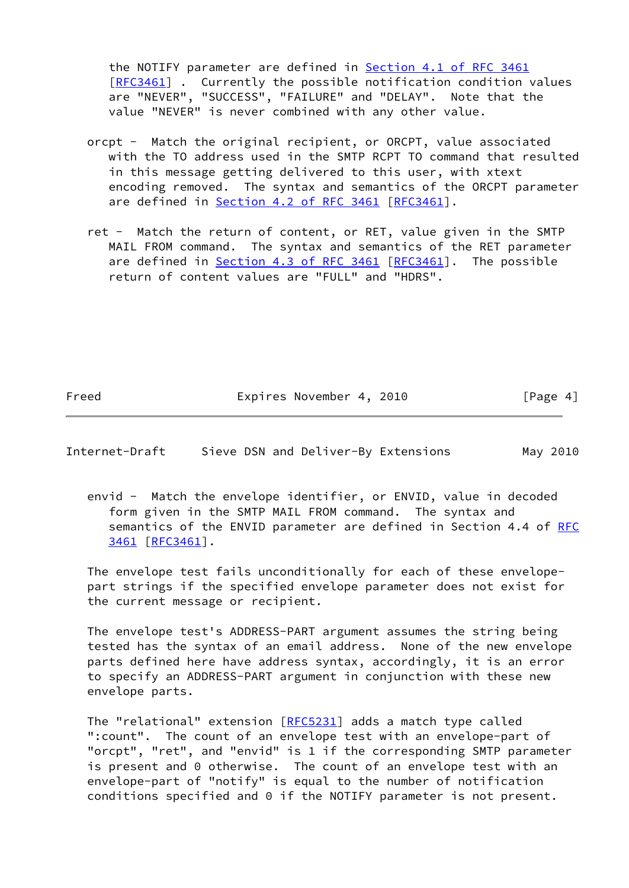the NOTIFY parameter are defined in Section 4.1 of RFC 3461 [RFC3461] . Currently the possible notification condition values are "NEVER", "SUCCESS", "FAILURE" and "DELAY". Note that the value "NEVER" is never combined with any other value.

orcpt - Match the original recipient, or ORCPT, value associated with the TO address used in the SMTP RCPT TO command that resulted in this message getting delivered to this user, with xtext encoding removed. The syntax and semantics of the ORCPT parameter are defined in Section 4.2 of RFC 3461 [RFC3461].

ret - Match the return of content, or RET, value given in the SMTP MAIL FROM command. The syntax and semantics of the RET parameter are defined in Section 4.3 of RFC 3461 [RFC3461]. The possible return of content values are "FULL" and "HDRS".

envid - Match the envelope identifier, or ENVID, value in decoded form given in the SMTP MAIL FROM command. The syntax and semantics of the ENVID parameter are defined in Section 4.4 of RFC 3461 [RFC3461].

The envelope test fails unconditionally for each of these envelope-part strings if the specified envelope parameter does not exist for the current message or recipient.

The envelope test's ADDRESS-PART argument assumes the string being tested has the syntax of an email address. None of the new envelope parts defined here have address syntax, accordingly, it is an error to specify an ADDRESS-PART argument in conjunction with these new envelope parts.

The "relational" extension [RFC5231] adds a match type called ":count". The count of an envelope test with an envelope-part of "orcpt", "ret", and "envid" is 1 if the corresponding SMTP parameter is present and 0 otherwise. The count of an envelope test with an envelope-part of "notify" is equal to the number of notification conditions specified and 0 if the NOTIFY parameter is not present.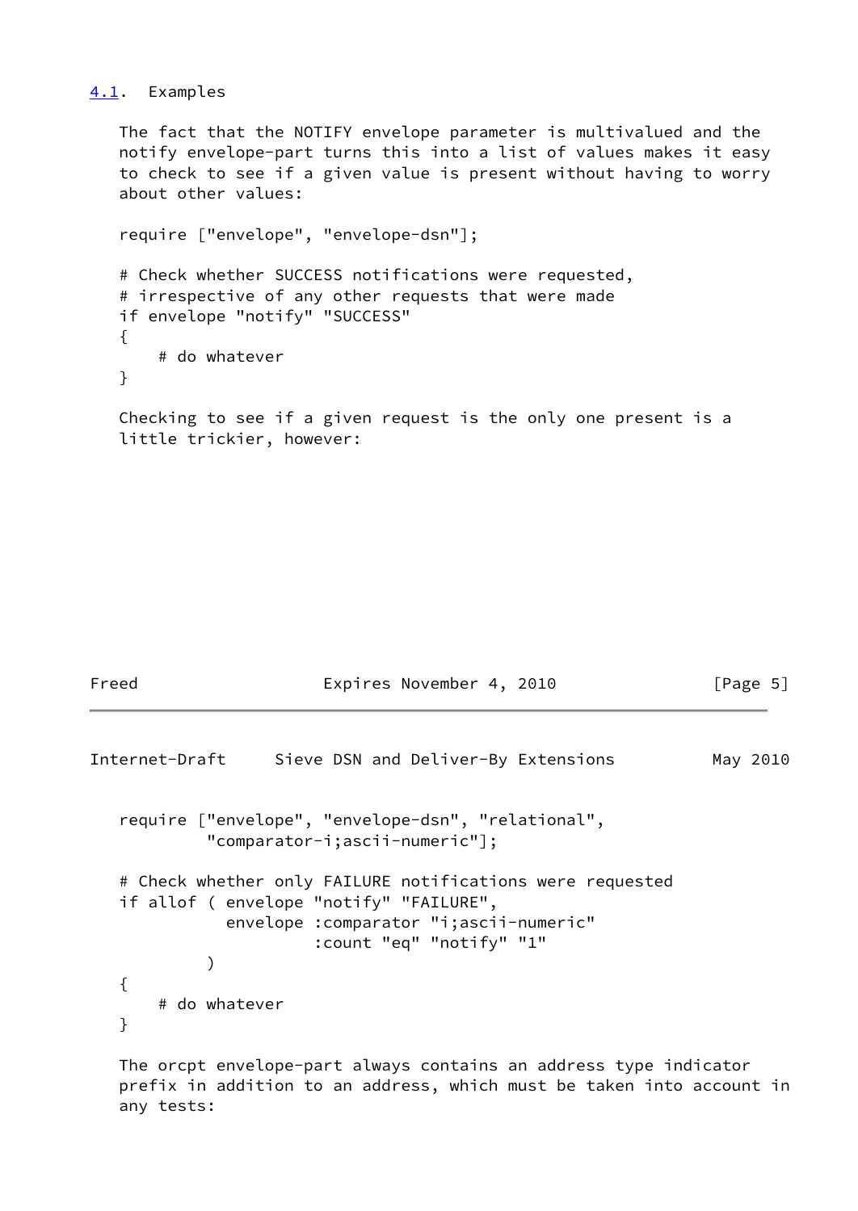### 4.1. Examples

The fact that the NOTIFY envelope parameter is multivalued and the notify envelope-part turns this into a list of values makes it easy to check to see if a given value is present without having to worry about other values:

```
require ["envelope", "envelope-dsn"];

# Check whether SUCCESS notifications were requested,
# irrespective of any other requests that were made
if envelope "notify" "SUCCESS"
{
    # do whatever
}
```

Checking to see if a given request is the only one present is a little trickier, however:

```
require ["envelope", "envelope-dsn", "relational",
         "comparator-i;ascii-numeric"];

# Check whether only FAILURE notifications were requested
if allof ( envelope "notify" "FAILURE",
           envelope :comparator "i;ascii-numeric"
                    :count "eq" "notify" "1"
         )
{
    # do whatever
}
```

The orcpt envelope-part always contains an address type indicator prefix in addition to an address, which must be taken into account in any tests: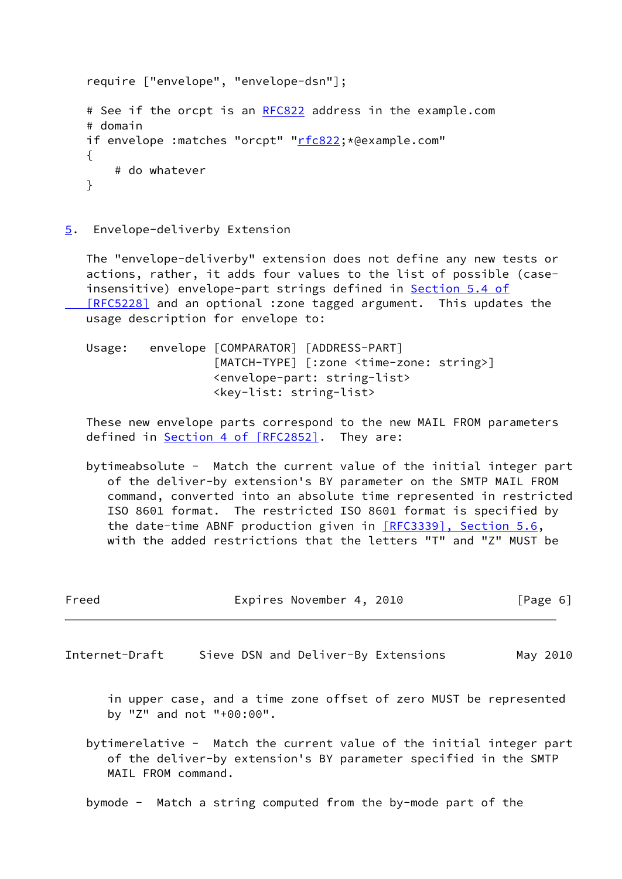```
require ["envelope", "envelope-dsn"];

# See if the orcpt is an RFC822 address in the example.com
# domain
if envelope :matches "orcpt" "rfc822;*@example.com"
{
    # do whatever
}
```

## 5. Envelope-deliverby Extension

The "envelope-deliverby" extension does not define any new tests or actions, rather, it adds four values to the list of possible (case-insensitive) envelope-part strings defined in Section 5.4 of [RFC5228] and an optional :zone tagged argument. This updates the usage description for envelope to:

```
Usage:   envelope [COMPARATOR] [ADDRESS-PART]
                  [MATCH-TYPE] [:zone <time-zone: string>]
                  <envelope-part: string-list>
                  <key-list: string-list>
```

These new envelope parts correspond to the new MAIL FROM parameters defined in Section 4 of [RFC2852]. They are:

bytimeabsolute - Match the current value of the initial integer part of the deliver-by extension's BY parameter on the SMTP MAIL FROM command, converted into an absolute time represented in restricted ISO 8601 format. The restricted ISO 8601 format is specified by the date-time ABNF production given in [RFC3339], Section 5.6, with the added restrictions that the letters "T" and "Z" MUST be in upper case, and a time zone offset of zero MUST be represented by "Z" and not "+00:00".

bytimerelative - Match the current value of the initial integer part of the deliver-by extension's BY parameter specified in the SMTP MAIL FROM command.

bymode - Match a string computed from the by-mode part of the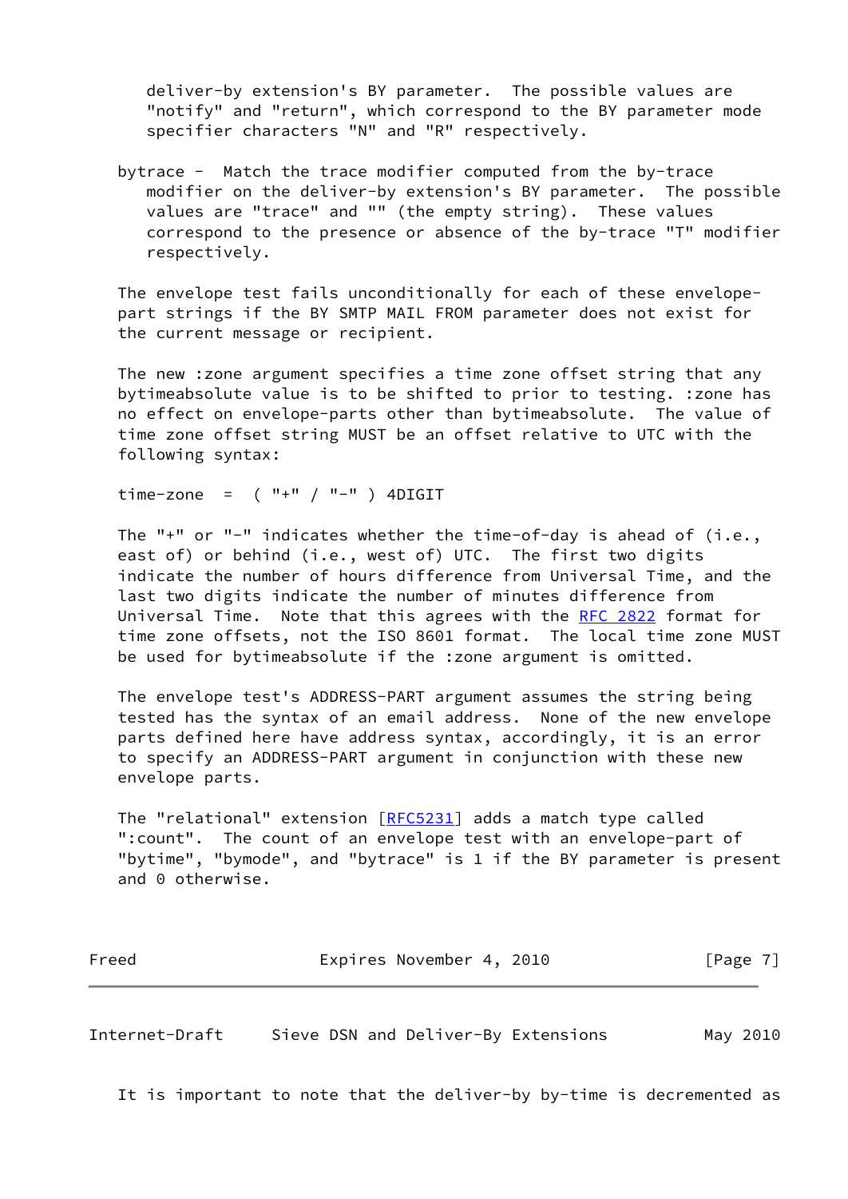deliver-by extension's BY parameter. The possible values are "notify" and "return", which correspond to the BY parameter mode specifier characters "N" and "R" respectively.

bytrace - Match the trace modifier computed from the by-trace modifier on the deliver-by extension's BY parameter. The possible values are "trace" and "" (the empty string). These values correspond to the presence or absence of the by-trace "T" modifier respectively.

The envelope test fails unconditionally for each of these envelope-part strings if the BY SMTP MAIL FROM parameter does not exist for the current message or recipient.

The new :zone argument specifies a time zone offset string that any bytimeabsolute value is to be shifted to prior to testing. :zone has no effect on envelope-parts other than bytimeabsolute. The value of time zone offset string MUST be an offset relative to UTC with the following syntax:

```
time-zone  =  ( "+" / "-" ) 4DIGIT
```

The "+" or "-" indicates whether the time-of-day is ahead of (i.e., east of) or behind (i.e., west of) UTC. The first two digits indicate the number of hours difference from Universal Time, and the last two digits indicate the number of minutes difference from Universal Time. Note that this agrees with the RFC 2822 format for time zone offsets, not the ISO 8601 format. The local time zone MUST be used for bytimeabsolute if the :zone argument is omitted.

The envelope test's ADDRESS-PART argument assumes the string being tested has the syntax of an email address. None of the new envelope parts defined here have address syntax, accordingly, it is an error to specify an ADDRESS-PART argument in conjunction with these new envelope parts.

The "relational" extension [RFC5231] adds a match type called ":count". The count of an envelope test with an envelope-part of "bytime", "bymode", and "bytrace" is 1 if the BY parameter is present and 0 otherwise.

It is important to note that the deliver-by by-time is decremented as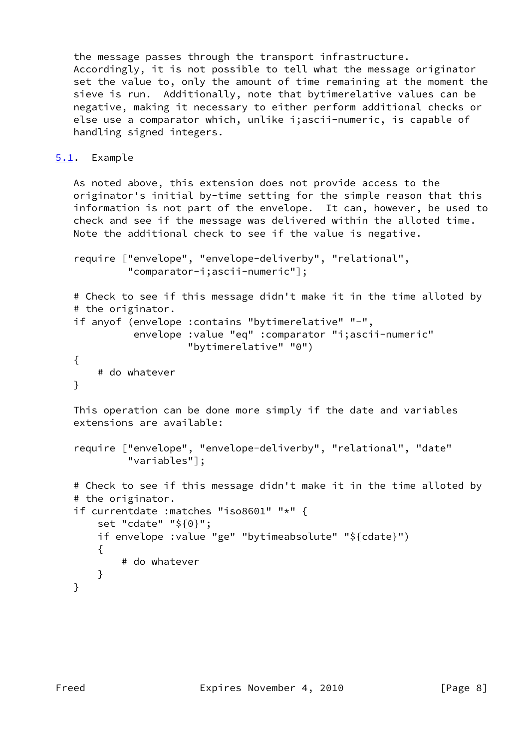the message passes through the transport infrastructure. Accordingly, it is not possible to tell what the message originator set the value to, only the amount of time remaining at the moment the sieve is run. Additionally, note that bytimerelative values can be negative, making it necessary to either perform additional checks or else use a comparator which, unlike i;ascii-numeric, is capable of handling signed integers.

## 5.1. Example

As noted above, this extension does not provide access to the originator's initial by-time setting for the simple reason that this information is not part of the envelope. It can, however, be used to check and see if the message was delivered within the alloted time. Note the additional check to see if the value is negative.

```
require ["envelope", "envelope-deliverby", "relational",
         "comparator-i;ascii-numeric"];

# Check to see if this message didn't make it in the time alloted by
# the originator.
if anyof (envelope :contains "bytimerelative" "-",
          envelope :value "eq" :comparator "i;ascii-numeric"
                   "bytimerelative" "0")
{
    # do whatever
}
```

This operation can be done more simply if the date and variables extensions are available:

```
require ["envelope", "envelope-deliverby", "relational", "date"
         "variables"];

# Check to see if this message didn't make it in the time alloted by
# the originator.
if currentdate :matches "iso8601" "*" {
    set "cdate" "${0}";
    if envelope :value "ge" "bytimeabsolute" "${cdate}")
    {
        # do whatever
    }
}
```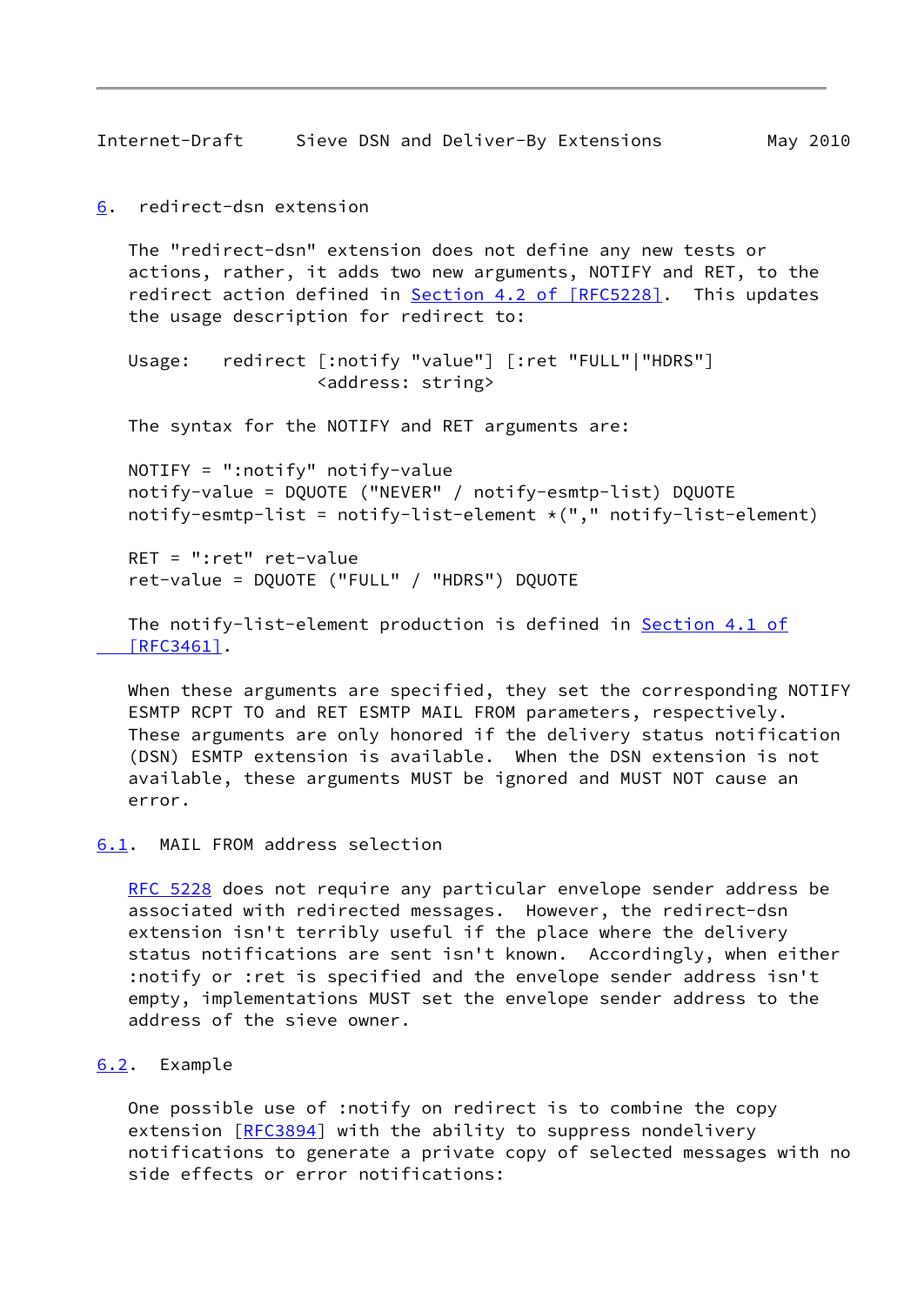## 6. redirect-dsn extension

The "redirect-dsn" extension does not define any new tests or actions, rather, it adds two new arguments, NOTIFY and RET, to the redirect action defined in Section 4.2 of [RFC5228]. This updates the usage description for redirect to:

```
Usage:   redirect [:notify "value"] [:ret "FULL"|"HDRS"]
                  <address: string>
```

The syntax for the NOTIFY and RET arguments are:

```
NOTIFY = ":notify" notify-value
notify-value = DQUOTE ("NEVER" / notify-esmtp-list) DQUOTE
notify-esmtp-list = notify-list-element *("," notify-list-element)

RET = ":ret" ret-value
ret-value = DQUOTE ("FULL" / "HDRS") DQUOTE
```

The notify-list-element production is defined in Section 4.1 of [RFC3461].

When these arguments are specified, they set the corresponding NOTIFY ESMTP RCPT TO and RET ESMTP MAIL FROM parameters, respectively. These arguments are only honored if the delivery status notification (DSN) ESMTP extension is available. When the DSN extension is not available, these arguments MUST be ignored and MUST NOT cause an error.

### 6.1. MAIL FROM address selection

RFC 5228 does not require any particular envelope sender address be associated with redirected messages. However, the redirect-dsn extension isn't terribly useful if the place where the delivery status notifications are sent isn't known. Accordingly, when either :notify or :ret is specified and the envelope sender address isn't empty, implementations MUST set the envelope sender address to the address of the sieve owner.

### 6.2. Example

One possible use of :notify on redirect is to combine the copy extension [RFC3894] with the ability to suppress nondelivery notifications to generate a private copy of selected messages with no side effects or error notifications: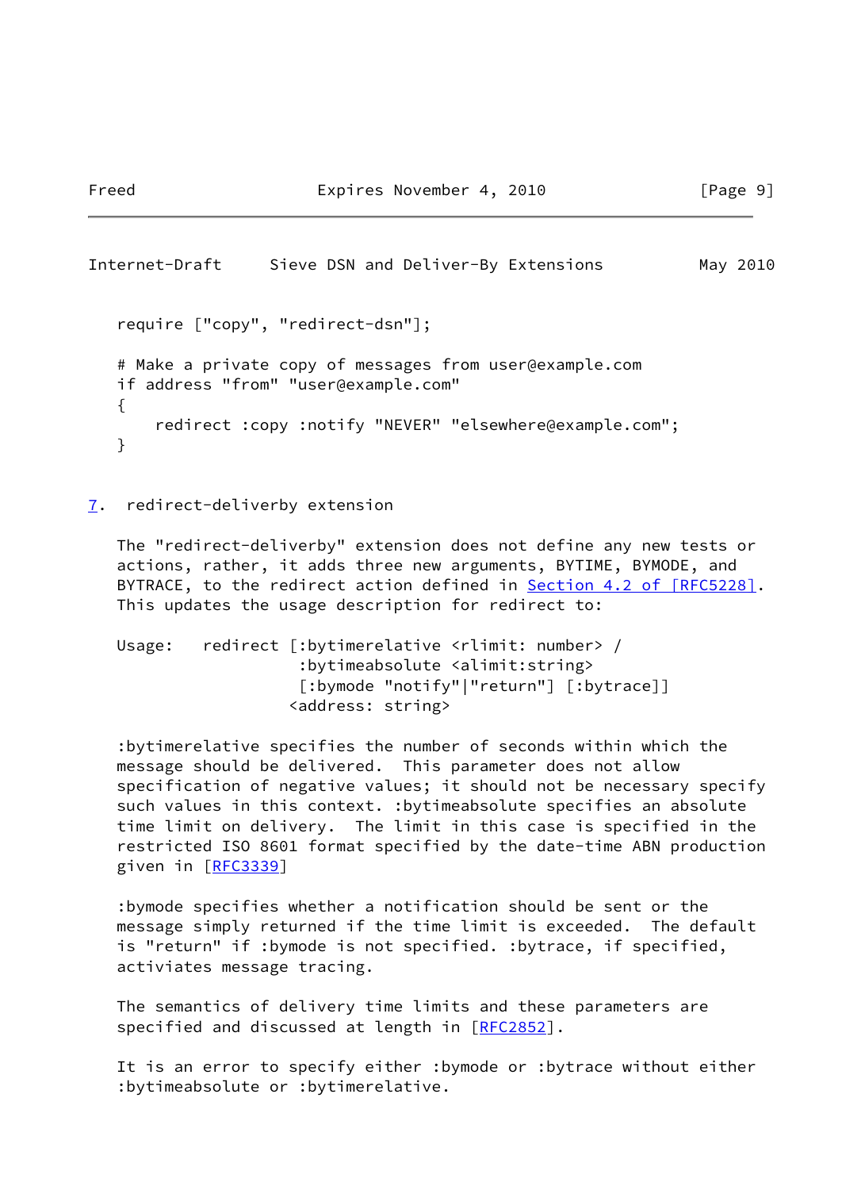```
require ["copy", "redirect-dsn"];

# Make a private copy of messages from user@example.com
if address "from" "user@example.com"
{
    redirect :copy :notify "NEVER" "elsewhere@example.com";
}
```

## 7. redirect-deliverby extension

The "redirect-deliverby" extension does not define any new tests or actions, rather, it adds three new arguments, BYTIME, BYMODE, and BYTRACE, to the redirect action defined in Section 4.2 of [RFC5228]. This updates the usage description for redirect to:

```
Usage:   redirect [:bytimerelative <rlimit: number> /
                   :bytimeabsolute <alimit:string>
                   [:bymode "notify"|"return"] [:bytrace]]
                  <address: string>
```

:bytimerelative specifies the number of seconds within which the message should be delivered. This parameter does not allow specification of negative values; it should not be necessary specify such values in this context. :bytimeabsolute specifies an absolute time limit on delivery. The limit in this case is specified in the restricted ISO 8601 format specified by the date-time ABN production given in [RFC3339]

:bymode specifies whether a notification should be sent or the message simply returned if the time limit is exceeded. The default is "return" if :bymode is not specified. :bytrace, if specified, activiates message tracing.

The semantics of delivery time limits and these parameters are specified and discussed at length in [RFC2852].

It is an error to specify either :bymode or :bytrace without either :bytimeabsolute or :bytimerelative.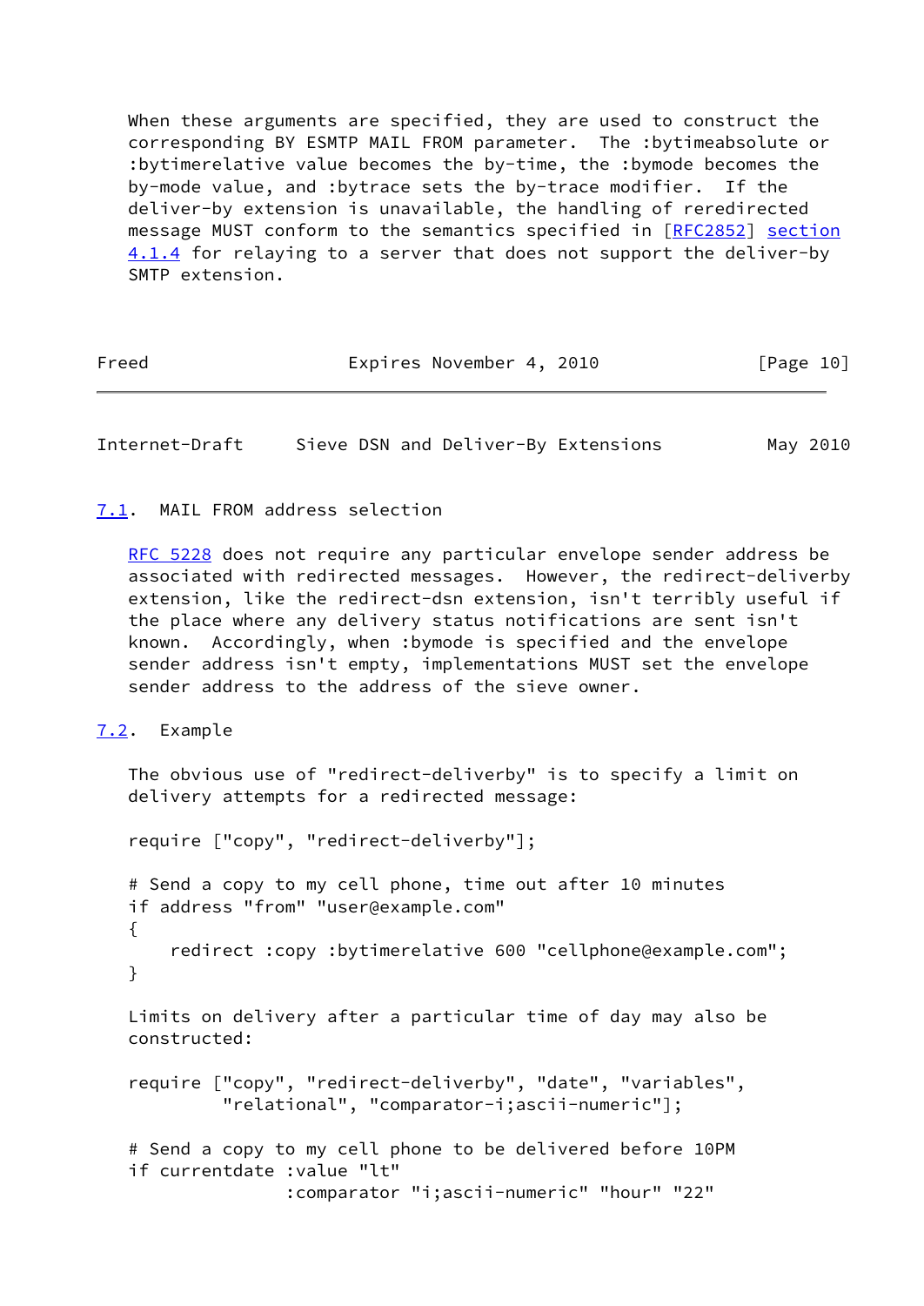When these arguments are specified, they are used to construct the corresponding BY ESMTP MAIL FROM parameter. The :bytimeabsolute or :bytimerelative value becomes the by-time, the :bymode becomes the by-mode value, and :bytrace sets the by-trace modifier. If the deliver-by extension is unavailable, the handling of reredirected message MUST conform to the semantics specified in [RFC2852] section 4.1.4 for relaying to a server that does not support the deliver-by SMTP extension.

### 7.1. MAIL FROM address selection

RFC 5228 does not require any particular envelope sender address be associated with redirected messages. However, the redirect-deliverby extension, like the redirect-dsn extension, isn't terribly useful if the place where any delivery status notifications are sent isn't known. Accordingly, when :bymode is specified and the envelope sender address isn't empty, implementations MUST set the envelope sender address to the address of the sieve owner.

### 7.2. Example

The obvious use of "redirect-deliverby" is to specify a limit on delivery attempts for a redirected message:

```
require ["copy", "redirect-deliverby"];

# Send a copy to my cell phone, time out after 10 minutes
if address "from" "user@example.com"
{
    redirect :copy :bytimerelative 600 "cellphone@example.com";
}
```

Limits on delivery after a particular time of day may also be constructed:

```
require ["copy", "redirect-deliverby", "date", "variables",
         "relational", "comparator-i;ascii-numeric"];

# Send a copy to my cell phone to be delivered before 10PM
if currentdate :value "lt"
               :comparator "i;ascii-numeric" "hour" "22"
```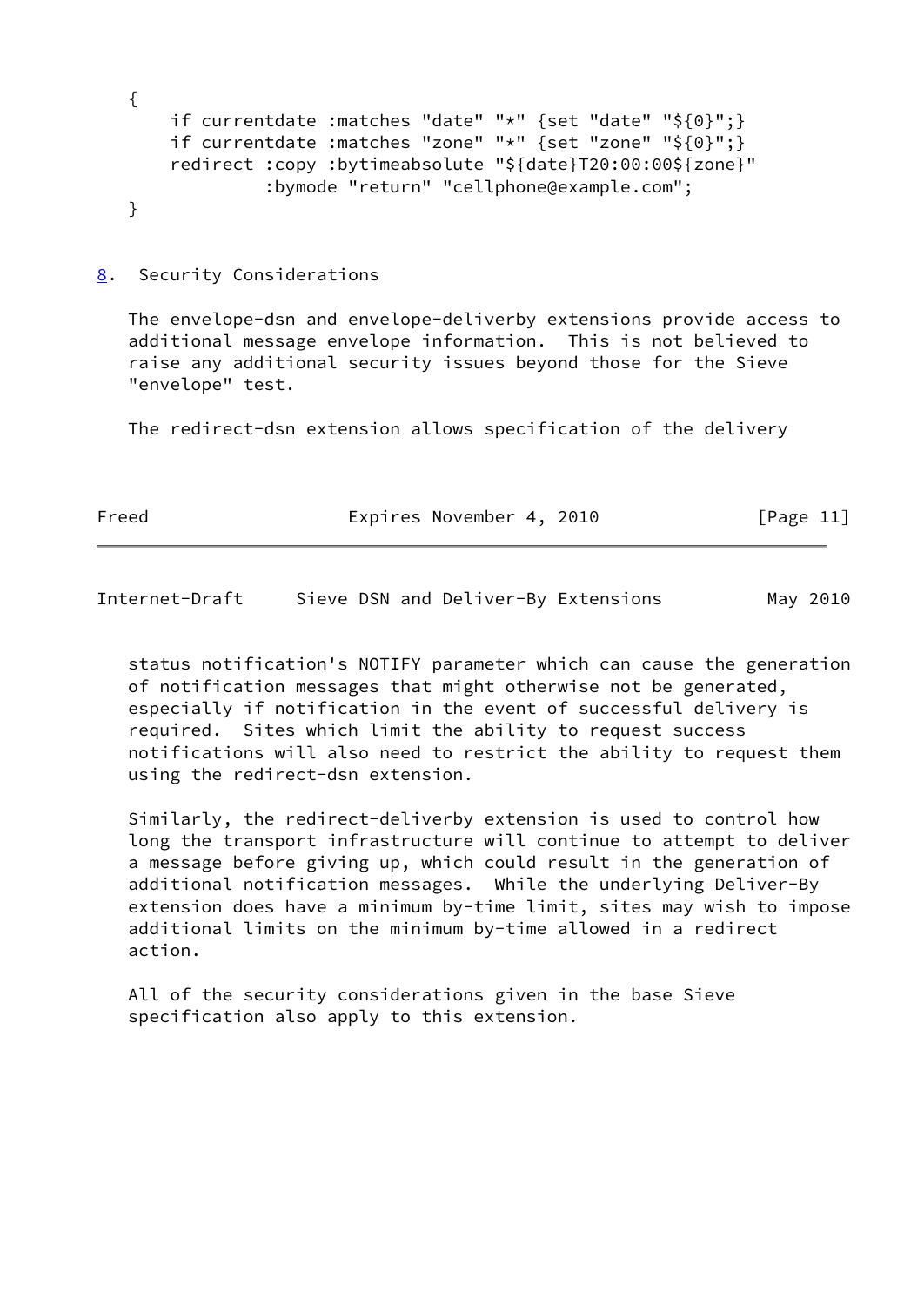```
{
    if currentdate :matches "date" "*" {set "date" "${0}";}
    if currentdate :matches "zone" "*" {set "zone" "${0}";}
    redirect :copy :bytimeabsolute "${date}T20:00:00${zone}"
             :bymode "return" "cellphone@example.com";
}
```

## 8. Security Considerations

The envelope-dsn and envelope-deliverby extensions provide access to additional message envelope information. This is not believed to raise any additional security issues beyond those for the Sieve "envelope" test.

The redirect-dsn extension allows specification of the delivery status notification's NOTIFY parameter which can cause the generation of notification messages that might otherwise not be generated, especially if notification in the event of successful delivery is required. Sites which limit the ability to request success notifications will also need to restrict the ability to request them using the redirect-dsn extension.

Similarly, the redirect-deliverby extension is used to control how long the transport infrastructure will continue to attempt to deliver a message before giving up, which could result in the generation of additional notification messages. While the underlying Deliver-By extension does have a minimum by-time limit, sites may wish to impose additional limits on the minimum by-time allowed in a redirect action.

All of the security considerations given in the base Sieve specification also apply to this extension.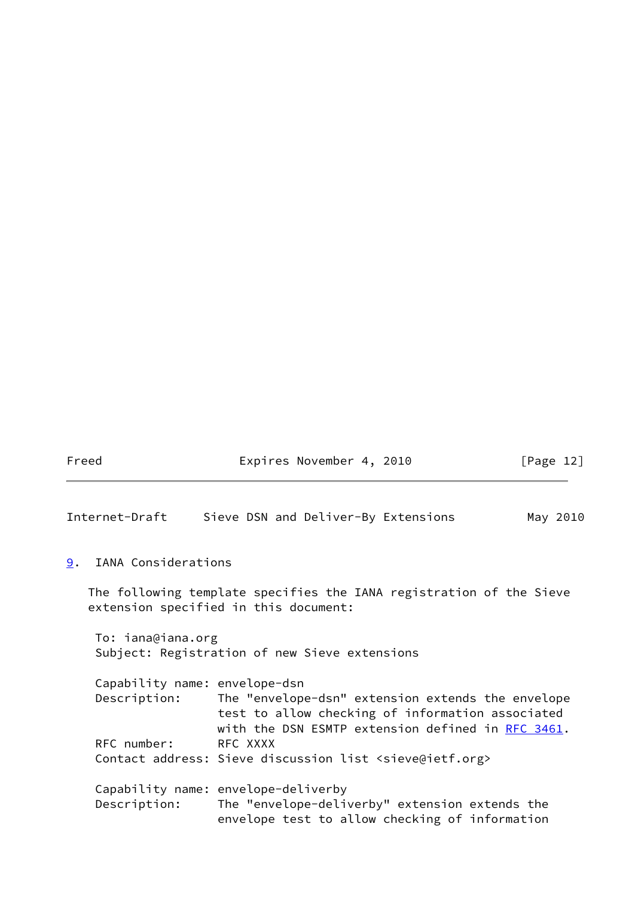## 9. IANA Considerations

The following template specifies the IANA registration of the Sieve extension specified in this document:

```
To: iana@iana.org
Subject: Registration of new Sieve extensions

Capability name: envelope-dsn
Description:     The "envelope-dsn" extension extends the envelope
                 test to allow checking of information associated
                 with the DSN ESMTP extension defined in RFC 3461.
RFC number:      RFC XXXX
Contact address: Sieve discussion list <sieve@ietf.org>

Capability name: envelope-deliverby
Description:     The "envelope-deliverby" extension extends the
                 envelope test to allow checking of information
```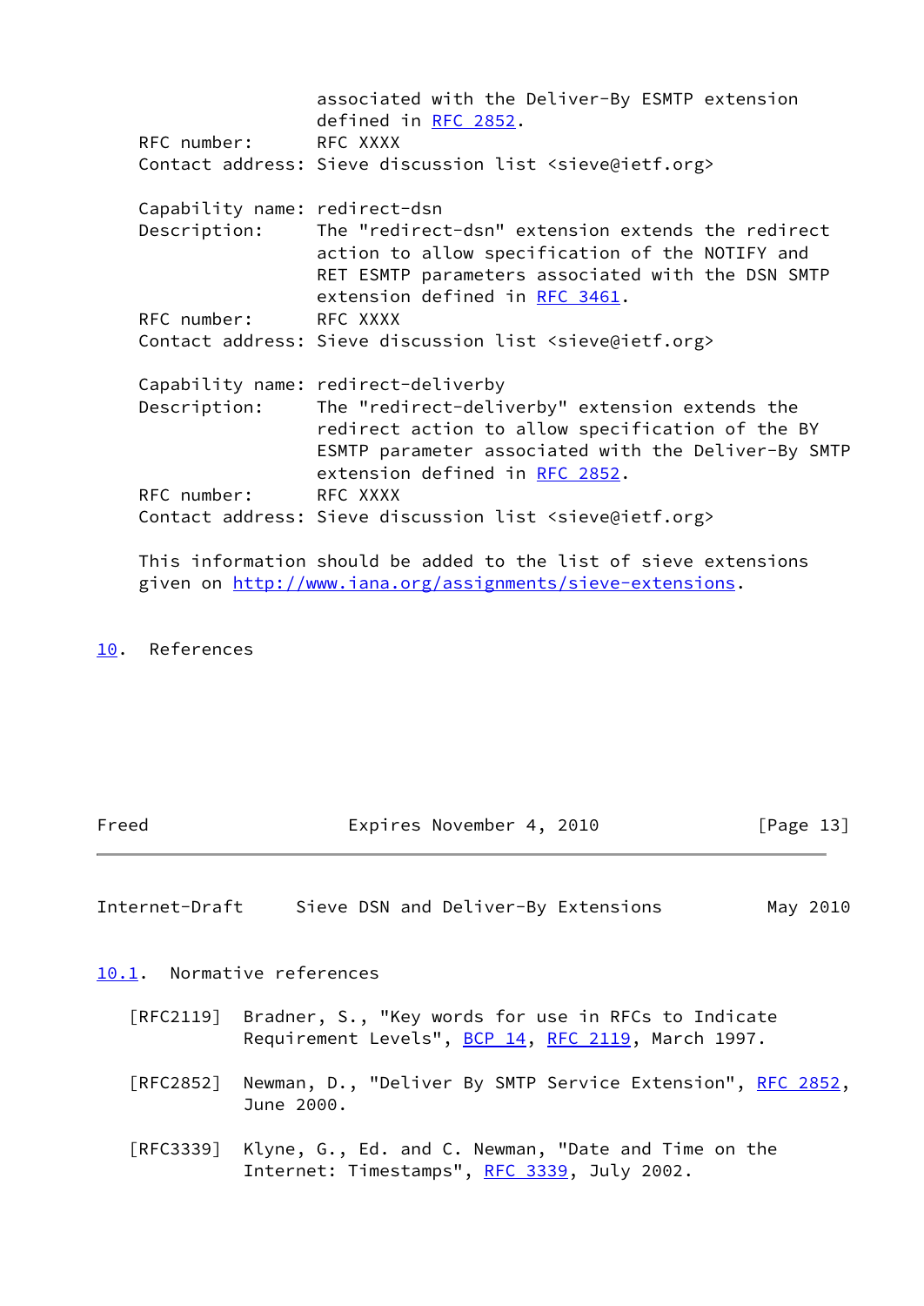associated with the Deliver-By ESMTP extension
defined in RFC 2852.

RFC number: RFC XXXX

Contact address: Sieve discussion list <sieve@ietf.org>

Capability name: redirect-dsn

Description: The "redirect-dsn" extension extends the redirect action to allow specification of the NOTIFY and RET ESMTP parameters associated with the DSN SMTP extension defined in RFC 3461.

RFC number: RFC XXXX

Contact address: Sieve discussion list <sieve@ietf.org>

Capability name: redirect-deliverby

Description: The "redirect-deliverby" extension extends the redirect action to allow specification of the BY ESMTP parameter associated with the Deliver-By SMTP extension defined in RFC 2852.

RFC number: RFC XXXX

Contact address: Sieve discussion list <sieve@ietf.org>

This information should be added to the list of sieve extensions given on http://www.iana.org/assignments/sieve-extensions.

# 10. References

## 10.1. Normative references

[RFC2119] Bradner, S., "Key words for use in RFCs to Indicate Requirement Levels", BCP 14, RFC 2119, March 1997.

[RFC2852] Newman, D., "Deliver By SMTP Service Extension", RFC 2852, June 2000.

[RFC3339] Klyne, G., Ed. and C. Newman, "Date and Time on the Internet: Timestamps", RFC 3339, July 2002.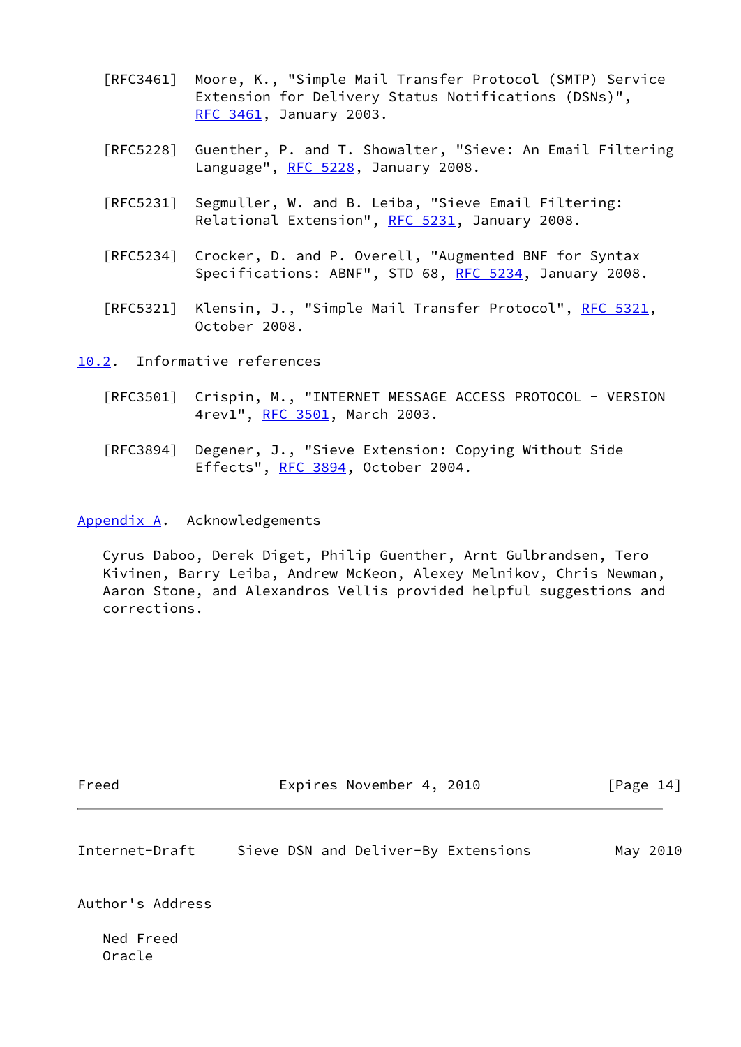[RFC3461] Moore, K., "Simple Mail Transfer Protocol (SMTP) Service Extension for Delivery Status Notifications (DSNs)", RFC 3461, January 2003.

[RFC5228] Guenther, P. and T. Showalter, "Sieve: An Email Filtering Language", RFC 5228, January 2008.

[RFC5231] Segmuller, W. and B. Leiba, "Sieve Email Filtering: Relational Extension", RFC 5231, January 2008.

[RFC5234] Crocker, D. and P. Overell, "Augmented BNF for Syntax Specifications: ABNF", STD 68, RFC 5234, January 2008.

[RFC5321] Klensin, J., "Simple Mail Transfer Protocol", RFC 5321, October 2008.

## 10.2. Informative references

[RFC3501] Crispin, M., "INTERNET MESSAGE ACCESS PROTOCOL - VERSION 4rev1", RFC 3501, March 2003.

[RFC3894] Degener, J., "Sieve Extension: Copying Without Side Effects", RFC 3894, October 2004.

# Appendix A. Acknowledgements

Cyrus Daboo, Derek Diget, Philip Guenther, Arnt Gulbrandsen, Tero Kivinen, Barry Leiba, Andrew McKeon, Alexey Melnikov, Chris Newman, Aaron Stone, and Alexandros Vellis provided helpful suggestions and corrections.

# Author's Address

Ned Freed
Oracle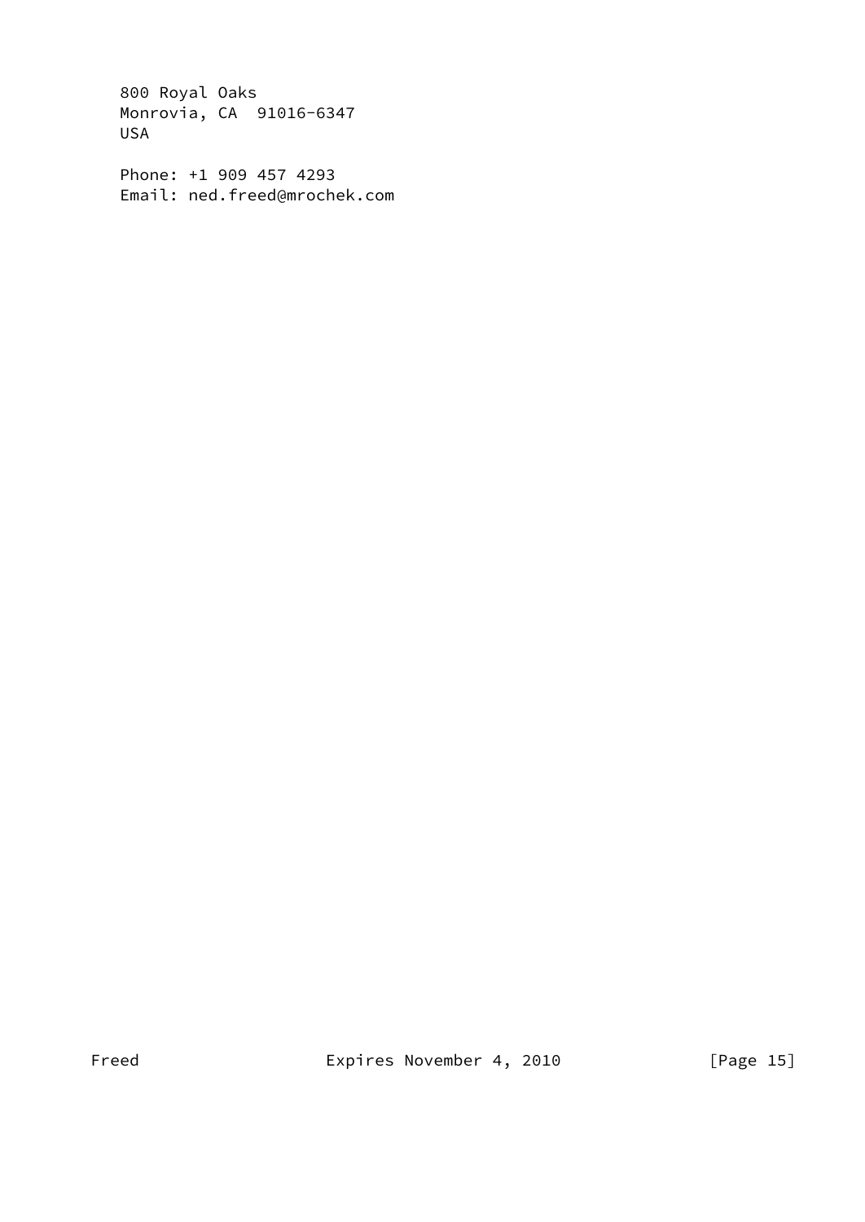800 Royal Oaks
Monrovia, CA  91016-6347
USA

Phone: +1 909 457 4293
Email: ned.freed@mrochek.com